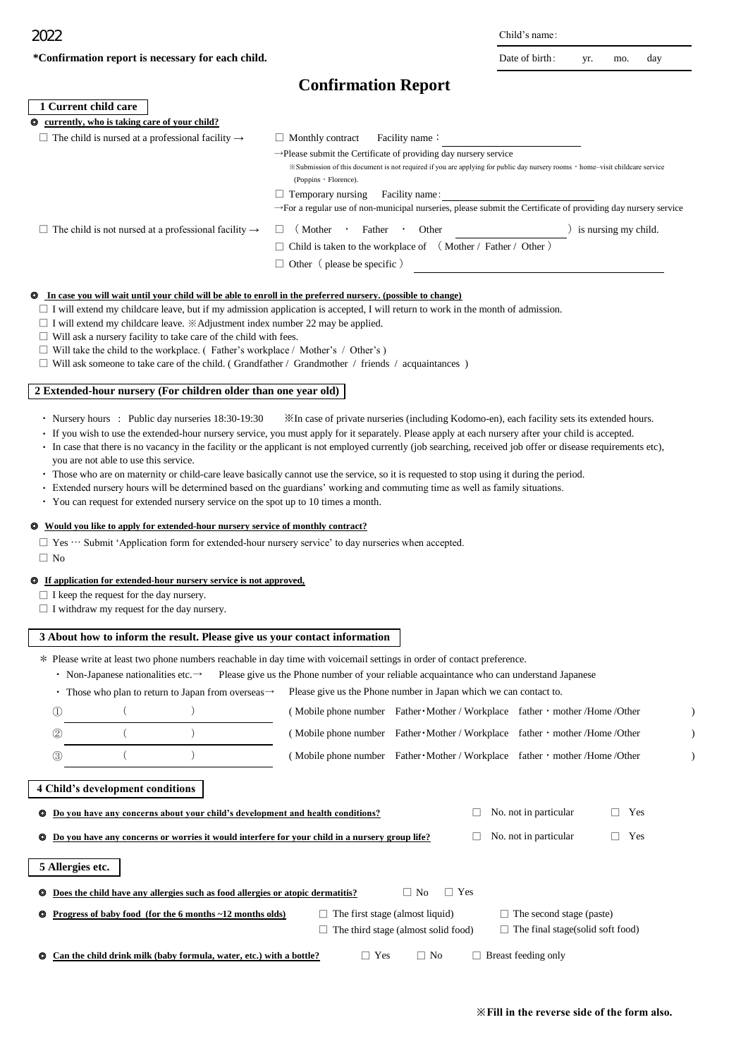2022

**\*Confirmation report is necessary for each child.**

Child's name:

Date of birth:　yr.　mo.　day

# Confirmation Report

## 1 Current child care

◎ **currently, who is taking care of your child?**

☐ The child is nursed at a professional facility →

- ☐ Monthly contract　Facility name：
  - →Please submit the Certificate of providing day nursery service
  - ※Submission of this document is not required if you are applying for public day nursery rooms・home–visit childcare service (Poppins・Florence).
- ☐ Temporary nursing　Facility name:
  - →For a regular use of non-municipal nurseries, please submit the Certificate of providing day nursery service

☐ The child is not nursed at a professional facility →

- ☐ （Mother　・　Father　・　Other　　　　　）is nursing my child.
- ☐ Child is taken to the workplace of （Mother / Father / Other）
- ☐ Other（please be specific）

◎ **In case you will wait until your child will be able to enroll in the preferred nursery. (possible to change)**

☐ I will extend my childcare leave, but if my admission application is accepted, I will return to work in the month of admission.
☐ I will extend my childcare leave. ※Adjustment index number 22 may be applied.
☐ Will ask a nursery facility to take care of the child with fees.
☐ Will take the child to the workplace. ( Father's workplace / Mother's / Other's )
☐ Will ask someone to take care of the child. ( Grandfather / Grandmother / friends / acquaintances )

## 2 Extended-hour nursery (For children older than one year old)

- Nursery hours : Public day nurseries 18:30-19:30　※In case of private nurseries (including Kodomo-en), each facility sets its extended hours.
- If you wish to use the extended-hour nursery service, you must apply for it separately. Please apply at each nursery after your child is accepted.
- In case that there is no vacancy in the facility or the applicant is not employed currently (job searching, received job offer or disease requirements etc), you are not able to use this service.
- Those who are on maternity or child-care leave basically cannot use the service, so it is requested to stop using it during the period.
- Extended nursery hours will be determined based on the guardians' working and commuting time as well as family situations.
- You can request for extended nursery service on the spot up to 10 times a month.

◎ **Would you like to apply for extended-hour nursery service of monthly contract?**

☐ Yes … Submit 'Application form for extended-hour nursery service' to day nurseries when accepted.
☐ No

◎ **If application for extended-hour nursery service is not approved,**

☐ I keep the request for the day nursery.
☐ I withdraw my request for the day nursery.

## 3 About how to inform the result. Please give us your contact information

\* Please write at least two phone numbers reachable in day time with voicemail settings in order of contact preference.

- Non-Japanese nationalities etc.→　Please give us the Phone number of your reliable acquaintance who can understand Japanese
- Those who plan to return to Japan from overseas→　Please give us the Phone number in Japan which we can contact to.

①　（　　）　( Mobile phone number　Father・Mother / Workplace　father・mother /Home /Other　)

②　（　　）　( Mobile phone number　Father・Mother / Workplace　father・mother /Home /Other　)

③　（　　）　( Mobile phone number　Father・Mother / Workplace　father・mother /Home /Other　)

## 4 Child's development conditions

◎ **Do you have any concerns about your child's development and health conditions?**　☐ No. not in particular　☐ Yes

◎ **Do you have any concerns or worries it would interfere for your child in a nursery group life?**　☐ No. not in particular　☐ Yes

## 5 Allergies etc.

◎ **Does the child have any allergies such as food allergies or atopic dermatitis?**　☐ No　☐ Yes

◎ **Progress of baby food (for the 6 months ~12 months olds)**

☐ The first stage (almost liquid)　☐ The second stage (paste)
☐ The third stage (almost solid food)　☐ The final stage(solid soft food)

◎ **Can the child drink milk (baby formula, water, etc.) with a bottle?**　☐ Yes　☐ No　☐ Breast feeding only

**※Fill in the reverse side of the form also.**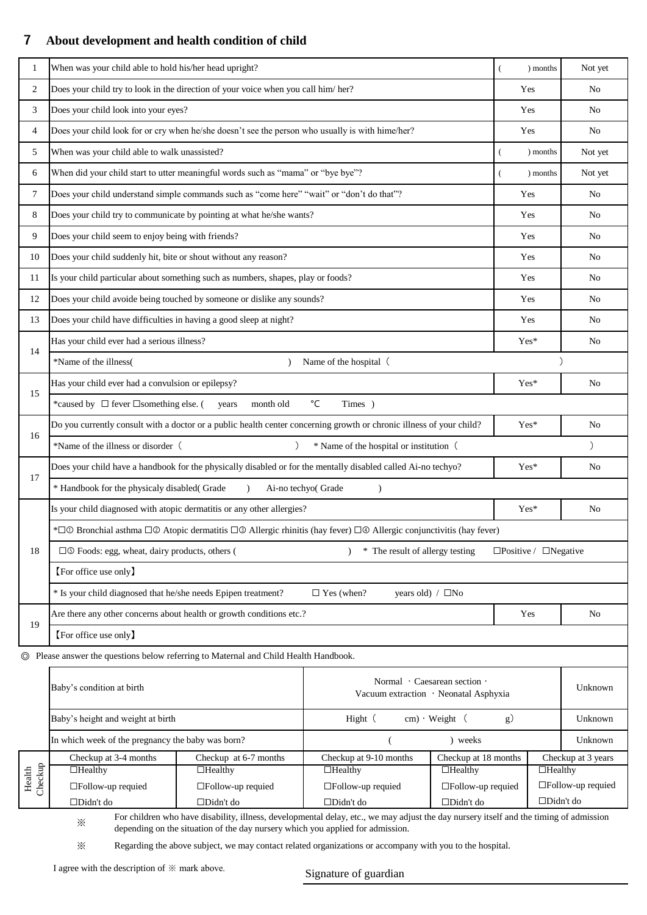## 7 About development and health condition of child

| | | | |
|---|---|---|---|
| 1 | When was your child able to hold his/her head upright? | ( ) months | Not yet |
| 2 | Does your child try to look in the direction of your voice when you call him/ her? | Yes | No |
| 3 | Does your child look into your eyes? | Yes | No |
| 4 | Does your child look for or cry when he/she doesn't see the person who usually is with hime/her? | Yes | No |
| 5 | When was your child able to walk unassisted? | ( ) months | Not yet |
| 6 | When did your child start to utter meaningful words such as "mama" or "bye bye"? | ( ) months | Not yet |
| 7 | Does your child understand simple commands such as "come here" "wait" or "don't do that"? | Yes | No |
| 8 | Does your child try to communicate by pointing at what he/she wants? | Yes | No |
| 9 | Does your child seem to enjoy being with friends? | Yes | No |
| 10 | Does your child suddenly hit, bite or shout without any reason? | Yes | No |
| 11 | Is your child particular about something such as numbers, shapes, play or foods? | Yes | No |
| 12 | Does your child avoide being touched by someone or dislike any sounds? | Yes | No |
| 13 | Does your child have difficulties in having a good sleep at night? | Yes | No |
| 14 | Has your child ever had a serious illness? | Yes* | No |
| | *Name of the illness( ) Name of the hospital（ ） | | |
| 15 | Has your child ever had a convulsion or epilepsy? | Yes* | No |
| | *caused by ☐ fever ☐something else. ( years month old ℃ Times ) | | |
| 16 | Do you currently consult with a doctor or a public health center concerning growth or chronic illness of your child? | Yes* | No |
| | *Name of the illness or disorder（ ） * Name of the hospital or institution（ ） | | |
| 17 | Does your child have a handbook for the physically disabled or for the mentally disabled called Ai-no techyo? | Yes* | No |
| | * Handbook for the physicaly disabled( Grade ) Ai-no techyo( Grade ) | | |
| 18 | Is your child diagnosed with atopic dermatitis or any other allergies? | Yes* | No |
| | *☐① Bronchial asthma ☐② Atopic dermatitis ☐③ Allergic rhinitis (hay fever) ☐④ Allergic conjunctivitis (hay fever) | | |
| | ☐⑤ Foods: egg, wheat, dairy products, others ( ) * The result of allergy testing | ☐Positive / ☐Negative | |
| | 【For office use only】 | | |
| | * Is your child diagnosed that he/she needs Epipen treatment? ☐ Yes (when? years old) / ☐No | | |
| 19 | Are there any other concerns about health or growth conditions etc.? | Yes | No |
| | 【For office use only】 | | |

◎ Please answer the questions below referring to Maternal and Child Health Handbook.

| | | |
|---|---|---|
| Baby's condition at birth | Normal · Caesarean section · Vacuum extraction · Neonatal Asphyxia | Unknown |
| Baby's height and weight at birth | Hight（ cm) · Weight （ g） | Unknown |
| In which week of the pregnancy the baby was born? | ( ) weeks | Unknown |

| Health Checkup | Checkup at 3-4 months | Checkup at 6-7 months | Checkup at 9-10 months | Checkup at 18 months | Checkup at 3 years |
|---|---|---|---|---|---|
| | ☐Healthy | ☐Healthy | ☐Healthy | ☐Healthy | ☐Healthy |
| | ☐Follow-up requied | ☐Follow-up requied | ☐Follow-up requied | ☐Follow-up requied | ☐Follow-up requied |
| | ☐Didn't do | ☐Didn't do | ☐Didn't do | ☐Didn't do | ☐Didn't do |

※ For children who have disability, illness, developmental delay, etc., we may adjust the day nursery itself and the timing of admission depending on the situation of the day nursery which you applied for admission.

※ Regarding the above subject, we may contact related organizations or accompany with you to the hospital.

I agree with the description of ※ mark above.

Signature of guardian